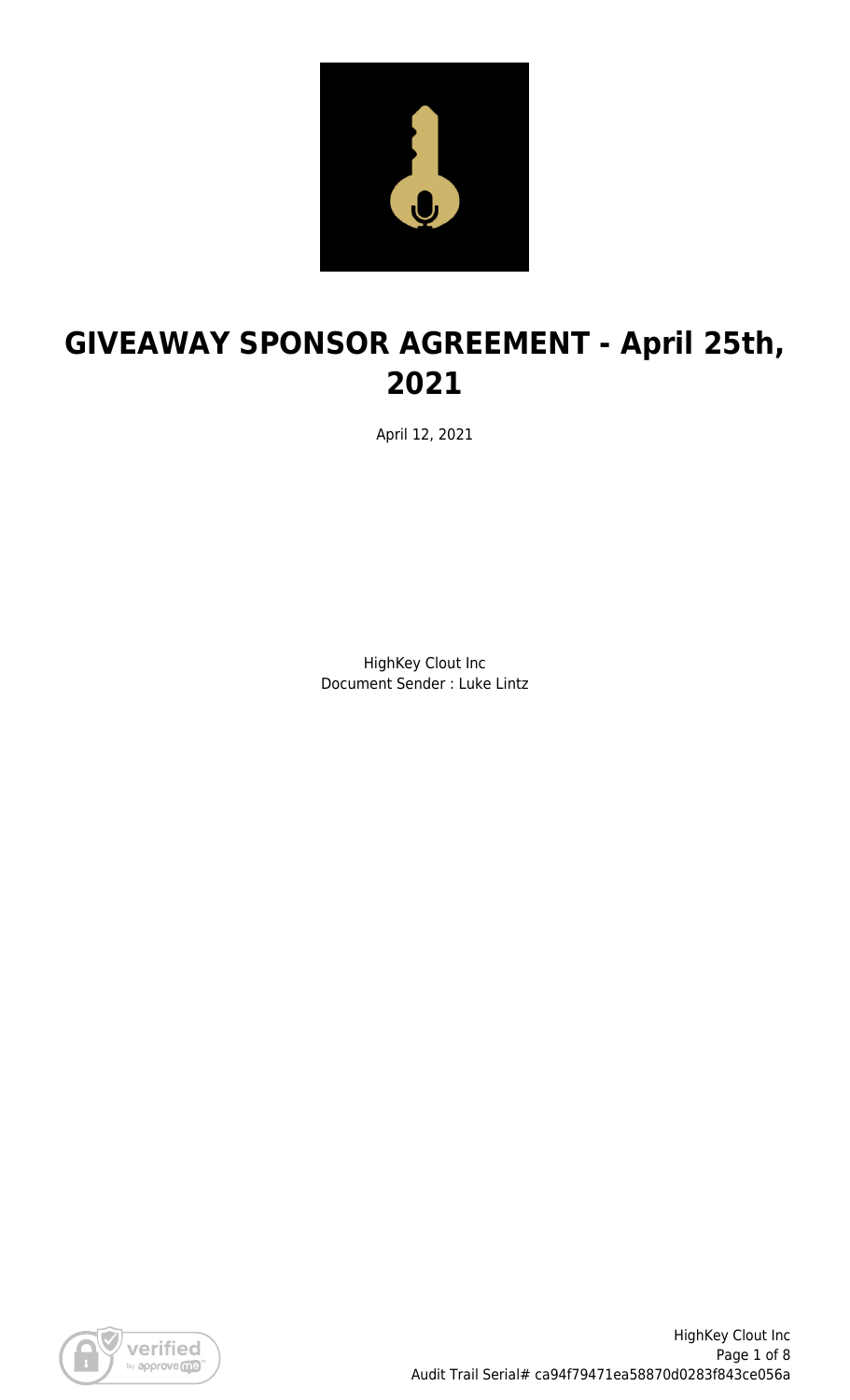# GIVEAWAY SPONSOR AGREEMENT - April 25th, 2021

April 12, 2021

HighKey Clout Inc
Document Sender : Luke Lintz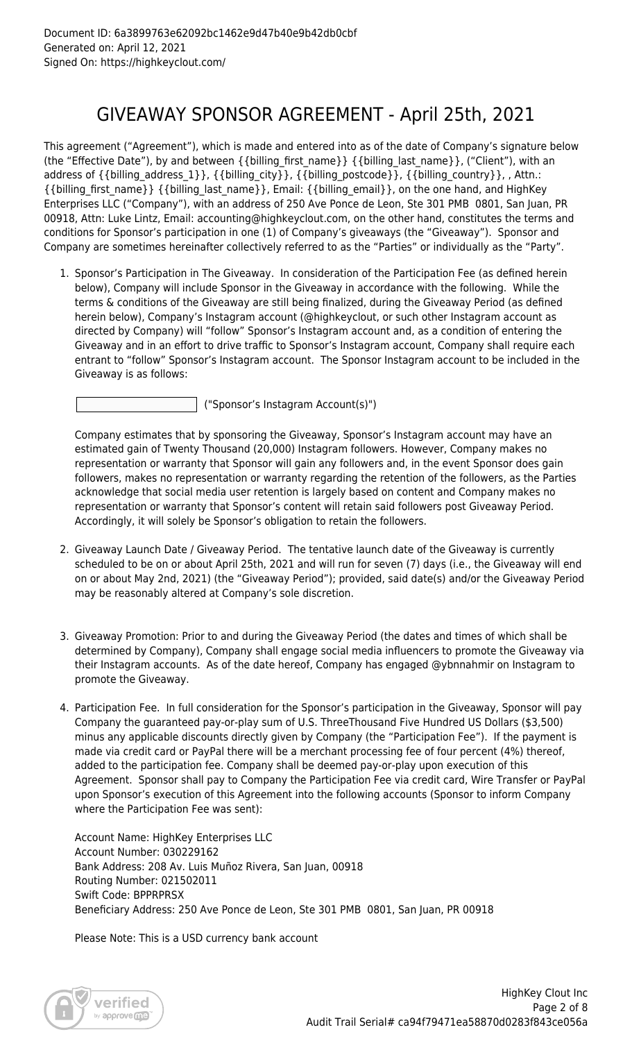Document ID: 6a3899763e62092bc1462e9d47b40e9b42db0cbf
Generated on: April 12, 2021
Signed On: https://highkeyclout.com/

# GIVEAWAY SPONSOR AGREEMENT - April 25th, 2021

This agreement ("Agreement"), which is made and entered into as of the date of Company's signature below (the "Effective Date"), by and between {{billing_first_name}} {{billing_last_name}}, ("Client"), with an address of {{billing_address_1}}, {{billing_city}}, {{billing_postcode}}, {{billing_country}}, , Attn.: {{billing_first_name}} {{billing_last_name}}, Email: {{billing_email}}, on the one hand, and HighKey Enterprises LLC ("Company"), with an address of 250 Ave Ponce de Leon, Ste 301 PMB 0801, San Juan, PR 00918, Attn: Luke Lintz, Email: accounting@highkeyclout.com, on the other hand, constitutes the terms and conditions for Sponsor's participation in one (1) of Company's giveaways (the "Giveaway"). Sponsor and Company are sometimes hereinafter collectively referred to as the "Parties" or individually as the "Party".

1. Sponsor's Participation in The Giveaway. In consideration of the Participation Fee (as defined herein below), Company will include Sponsor in the Giveaway in accordance with the following. While the terms & conditions of the Giveaway are still being finalized, during the Giveaway Period (as defined herein below), Company's Instagram account (@highkeyclout, or such other Instagram account as directed by Company) will "follow" Sponsor's Instagram account and, as a condition of entering the Giveaway and in an effort to drive traffic to Sponsor's Instagram account, Company shall require each entrant to "follow" Sponsor's Instagram account. The Sponsor Instagram account to be included in the Giveaway is as follows:

   ____________________ ("Sponsor's Instagram Account(s)")

   Company estimates that by sponsoring the Giveaway, Sponsor's Instagram account may have an estimated gain of Twenty Thousand (20,000) Instagram followers. However, Company makes no representation or warranty that Sponsor will gain any followers and, in the event Sponsor does gain followers, makes no representation or warranty regarding the retention of the followers, as the Parties acknowledge that social media user retention is largely based on content and Company makes no representation or warranty that Sponsor's content will retain said followers post Giveaway Period. Accordingly, it will solely be Sponsor's obligation to retain the followers.

2. Giveaway Launch Date / Giveaway Period. The tentative launch date of the Giveaway is currently scheduled to be on or about April 25th, 2021 and will run for seven (7) days (i.e., the Giveaway will end on or about May 2nd, 2021) (the "Giveaway Period"); provided, said date(s) and/or the Giveaway Period may be reasonably altered at Company's sole discretion.

3. Giveaway Promotion: Prior to and during the Giveaway Period (the dates and times of which shall be determined by Company), Company shall engage social media influencers to promote the Giveaway via their Instagram accounts. As of the date hereof, Company has engaged @ybnnahmir on Instagram to promote the Giveaway.

4. Participation Fee. In full consideration for the Sponsor's participation in the Giveaway, Sponsor will pay Company the guaranteed pay-or-play sum of U.S. ThreeThousand Five Hundred US Dollars ($3,500) minus any applicable discounts directly given by Company (the "Participation Fee"). If the payment is made via credit card or PayPal there will be a merchant processing fee of four percent (4%) thereof, added to the participation fee. Company shall be deemed pay-or-play upon execution of this Agreement. Sponsor shall pay to Company the Participation Fee via credit card, Wire Transfer or PayPal upon Sponsor's execution of this Agreement into the following accounts (Sponsor to inform Company where the Participation Fee was sent):

   Account Name: HighKey Enterprises LLC
   Account Number: 030229162
   Bank Address: 208 Av. Luis Muñoz Rivera, San Juan, 00918
   Routing Number: 021502011
   Swift Code: BPPRPRSX
   Beneficiary Address: 250 Ave Ponce de Leon, Ste 301 PMB 0801, San Juan, PR 00918

   Please Note: This is a USD currency bank account

HighKey Clout Inc
Audit Trail Serial# ca94f79471ea58870d0283f843ce056a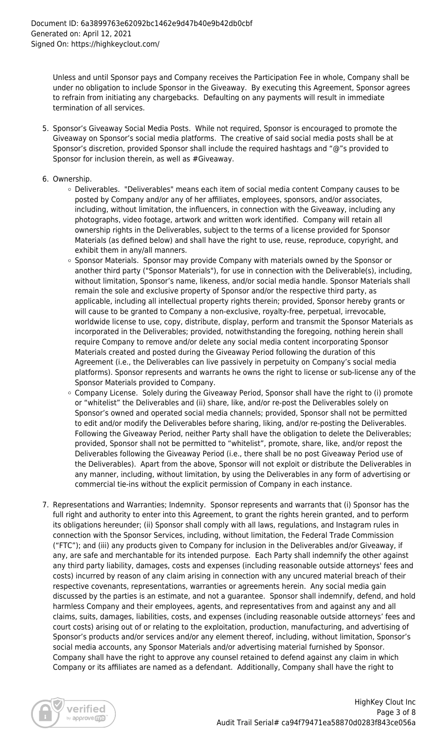Unless and until Sponsor pays and Company receives the Participation Fee in whole, Company shall be under no obligation to include Sponsor in the Giveaway. By executing this Agreement, Sponsor agrees to refrain from initiating any chargebacks. Defaulting on any payments will result in immediate termination of all services.

5. Sponsor's Giveaway Social Media Posts. While not required, Sponsor is encouraged to promote the Giveaway on Sponsor's social media platforms. The creative of said social media posts shall be at Sponsor's discretion, provided Sponsor shall include the required hashtags and "@"s provided to Sponsor for inclusion therein, as well as #Giveaway.

6. Ownership.
   - Deliverables. "Deliverables" means each item of social media content Company causes to be posted by Company and/or any of her affiliates, employees, sponsors, and/or associates, including, without limitation, the influencers, in connection with the Giveaway, including any photographs, video footage, artwork and written work identified. Company will retain all ownership rights in the Deliverables, subject to the terms of a license provided for Sponsor Materials (as defined below) and shall have the right to use, reuse, reproduce, copyright, and exhibit them in any/all manners.
   - Sponsor Materials. Sponsor may provide Company with materials owned by the Sponsor or another third party ("Sponsor Materials"), for use in connection with the Deliverable(s), including, without limitation, Sponsor's name, likeness, and/or social media handle. Sponsor Materials shall remain the sole and exclusive property of Sponsor and/or the respective third party, as applicable, including all intellectual property rights therein; provided, Sponsor hereby grants or will cause to be granted to Company a non-exclusive, royalty-free, perpetual, irrevocable, worldwide license to use, copy, distribute, display, perform and transmit the Sponsor Materials as incorporated in the Deliverables; provided, notwithstanding the foregoing, nothing herein shall require Company to remove and/or delete any social media content incorporating Sponsor Materials created and posted during the Giveaway Period following the duration of this Agreement (i.e., the Deliverables can live passively in perpetuity on Company's social media platforms). Sponsor represents and warrants he owns the right to license or sub-license any of the Sponsor Materials provided to Company.
   - Company License. Solely during the Giveaway Period, Sponsor shall have the right to (i) promote or "whitelist" the Deliverables and (ii) share, like, and/or re-post the Deliverables solely on Sponsor's owned and operated social media channels; provided, Sponsor shall not be permitted to edit and/or modify the Deliverables before sharing, liking, and/or re-posting the Deliverables. Following the Giveaway Period, neither Party shall have the obligation to delete the Deliverables; provided, Sponsor shall not be permitted to "whitelist", promote, share, like, and/or repost the Deliverables following the Giveaway Period (i.e., there shall be no post Giveaway Period use of the Deliverables). Apart from the above, Sponsor will not exploit or distribute the Deliverables in any manner, including, without limitation, by using the Deliverables in any form of advertising or commercial tie-ins without the explicit permission of Company in each instance.

7. Representations and Warranties; Indemnity. Sponsor represents and warrants that (i) Sponsor has the full right and authority to enter into this Agreement, to grant the rights herein granted, and to perform its obligations hereunder; (ii) Sponsor shall comply with all laws, regulations, and Instagram rules in connection with the Sponsor Services, including, without limitation, the Federal Trade Commission ("FTC"); and (iii) any products given to Company for inclusion in the Deliverables and/or Giveaway, if any, are safe and merchantable for its intended purpose. Each Party shall indemnify the other against any third party liability, damages, costs and expenses (including reasonable outside attorneys' fees and costs) incurred by reason of any claim arising in connection with any uncured material breach of their respective covenants, representations, warranties or agreements herein. Any social media gain discussed by the parties is an estimate, and not a guarantee. Sponsor shall indemnify, defend, and hold harmless Company and their employees, agents, and representatives from and against any and all claims, suits, damages, liabilities, costs, and expenses (including reasonable outside attorneys' fees and court costs) arising out of or relating to the exploitation, production, manufacturing, and advertising of Sponsor's products and/or services and/or any element thereof, including, without limitation, Sponsor's social media accounts, any Sponsor Materials and/or advertising material furnished by Sponsor. Company shall have the right to approve any counsel retained to defend against any claim in which Company or its affiliates are named as a defendant. Additionally, Company shall have the right to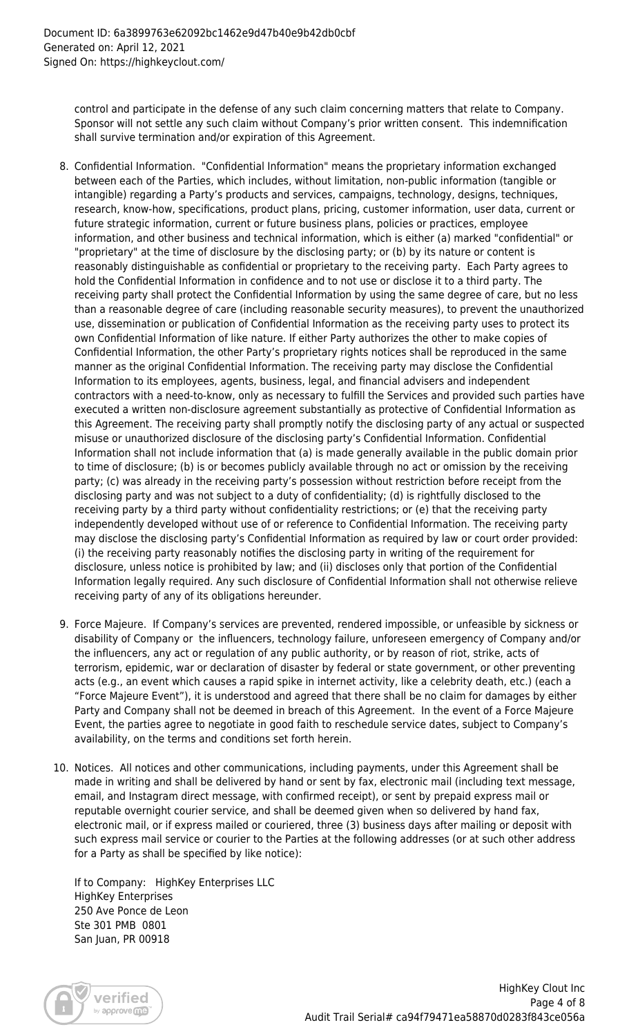control and participate in the defense of any such claim concerning matters that relate to Company. Sponsor will not settle any such claim without Company's prior written consent. This indemnification shall survive termination and/or expiration of this Agreement.

8. Confidential Information. "Confidential Information" means the proprietary information exchanged between each of the Parties, which includes, without limitation, non-public information (tangible or intangible) regarding a Party's products and services, campaigns, technology, designs, techniques, research, know-how, specifications, product plans, pricing, customer information, user data, current or future strategic information, current or future business plans, policies or practices, employee information, and other business and technical information, which is either (a) marked "confidential" or "proprietary" at the time of disclosure by the disclosing party; or (b) by its nature or content is reasonably distinguishable as confidential or proprietary to the receiving party. Each Party agrees to hold the Confidential Information in confidence and to not use or disclose it to a third party. The receiving party shall protect the Confidential Information by using the same degree of care, but no less than a reasonable degree of care (including reasonable security measures), to prevent the unauthorized use, dissemination or publication of Confidential Information as the receiving party uses to protect its own Confidential Information of like nature. If either Party authorizes the other to make copies of Confidential Information, the other Party's proprietary rights notices shall be reproduced in the same manner as the original Confidential Information. The receiving party may disclose the Confidential Information to its employees, agents, business, legal, and financial advisers and independent contractors with a need-to-know, only as necessary to fulfill the Services and provided such parties have executed a written non-disclosure agreement substantially as protective of Confidential Information as this Agreement. The receiving party shall promptly notify the disclosing party of any actual or suspected misuse or unauthorized disclosure of the disclosing party's Confidential Information. Confidential Information shall not include information that (a) is made generally available in the public domain prior to time of disclosure; (b) is or becomes publicly available through no act or omission by the receiving party; (c) was already in the receiving party's possession without restriction before receipt from the disclosing party and was not subject to a duty of confidentiality; (d) is rightfully disclosed to the receiving party by a third party without confidentiality restrictions; or (e) that the receiving party independently developed without use of or reference to Confidential Information. The receiving party may disclose the disclosing party's Confidential Information as required by law or court order provided: (i) the receiving party reasonably notifies the disclosing party in writing of the requirement for disclosure, unless notice is prohibited by law; and (ii) discloses only that portion of the Confidential Information legally required. Any such disclosure of Confidential Information shall not otherwise relieve receiving party of any of its obligations hereunder.

9. Force Majeure. If Company's services are prevented, rendered impossible, or unfeasible by sickness or disability of Company or the influencers, technology failure, unforeseen emergency of Company and/or the influencers, any act or regulation of any public authority, or by reason of riot, strike, acts of terrorism, epidemic, war or declaration of disaster by federal or state government, or other preventing acts (e.g., an event which causes a rapid spike in internet activity, like a celebrity death, etc.) (each a "Force Majeure Event"), it is understood and agreed that there shall be no claim for damages by either Party and Company shall not be deemed in breach of this Agreement. In the event of a Force Majeure Event, the parties agree to negotiate in good faith to reschedule service dates, subject to Company's availability, on the terms and conditions set forth herein.

10. Notices. All notices and other communications, including payments, under this Agreement shall be made in writing and shall be delivered by hand or sent by fax, electronic mail (including text message, email, and Instagram direct message, with confirmed receipt), or sent by prepaid express mail or reputable overnight courier service, and shall be deemed given when so delivered by hand fax, electronic mail, or if express mailed or couriered, three (3) business days after mailing or deposit with such express mail service or courier to the Parties at the following addresses (or at such other address for a Party as shall be specified by like notice):

    If to Company: HighKey Enterprises LLC
    HighKey Enterprises
    250 Ave Ponce de Leon
    Ste 301 PMB 0801
    San Juan, PR 00918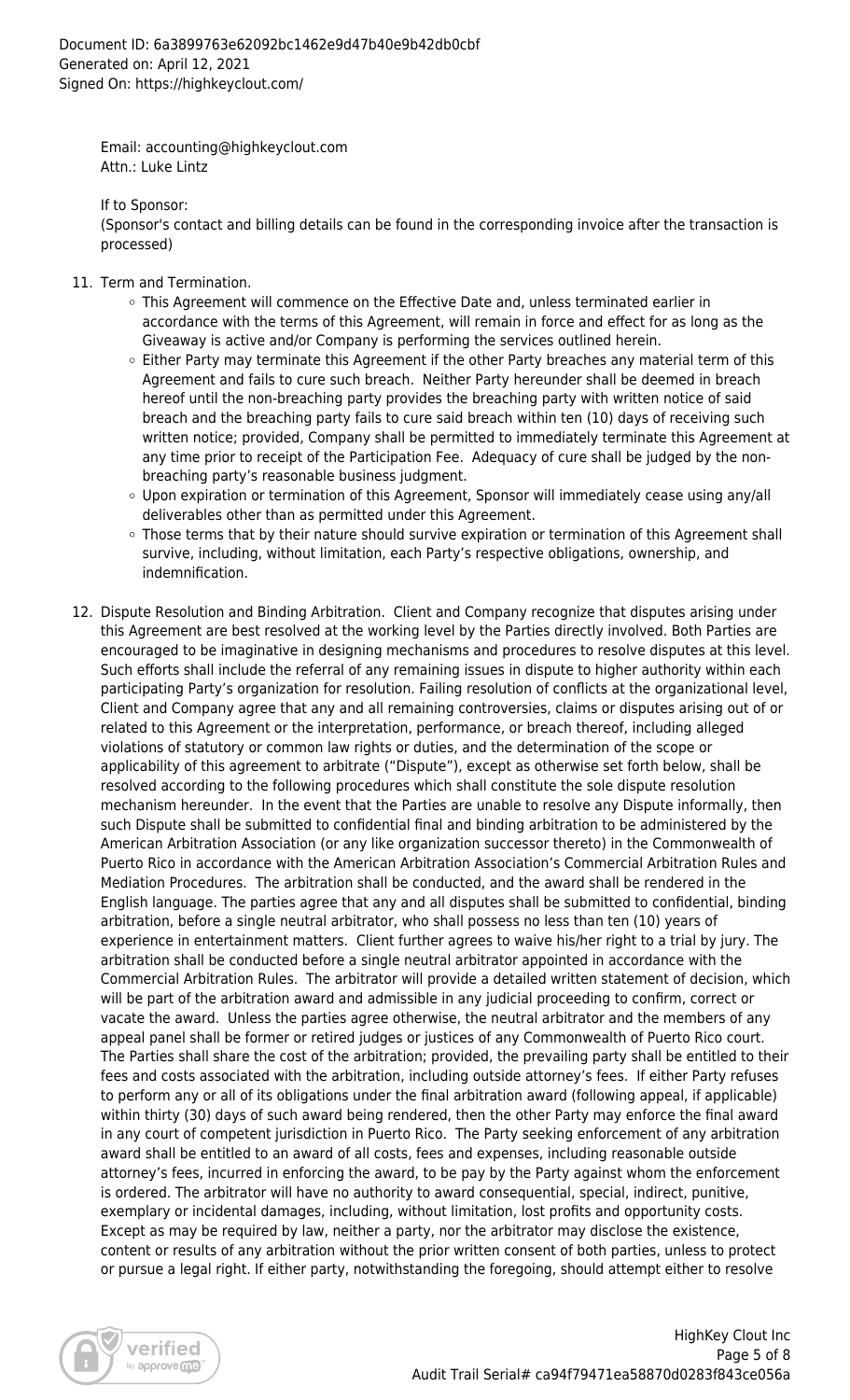Email: accounting@highkeyclout.com
Attn.: Luke Lintz

If to Sponsor:
(Sponsor's contact and billing details can be found in the corresponding invoice after the transaction is processed)

11. Term and Termination.
    - This Agreement will commence on the Effective Date and, unless terminated earlier in accordance with the terms of this Agreement, will remain in force and effect for as long as the Giveaway is active and/or Company is performing the services outlined herein.
    - Either Party may terminate this Agreement if the other Party breaches any material term of this Agreement and fails to cure such breach. Neither Party hereunder shall be deemed in breach hereof until the non-breaching party provides the breaching party with written notice of said breach and the breaching party fails to cure said breach within ten (10) days of receiving such written notice; provided, Company shall be permitted to immediately terminate this Agreement at any time prior to receipt of the Participation Fee. Adequacy of cure shall be judged by the non-breaching party's reasonable business judgment.
    - Upon expiration or termination of this Agreement, Sponsor will immediately cease using any/all deliverables other than as permitted under this Agreement.
    - Those terms that by their nature should survive expiration or termination of this Agreement shall survive, including, without limitation, each Party's respective obligations, ownership, and indemnification.

12. Dispute Resolution and Binding Arbitration. Client and Company recognize that disputes arising under this Agreement are best resolved at the working level by the Parties directly involved. Both Parties are encouraged to be imaginative in designing mechanisms and procedures to resolve disputes at this level. Such efforts shall include the referral of any remaining issues in dispute to higher authority within each participating Party's organization for resolution. Failing resolution of conflicts at the organizational level, Client and Company agree that any and all remaining controversies, claims or disputes arising out of or related to this Agreement or the interpretation, performance, or breach thereof, including alleged violations of statutory or common law rights or duties, and the determination of the scope or applicability of this agreement to arbitrate ("Dispute"), except as otherwise set forth below, shall be resolved according to the following procedures which shall constitute the sole dispute resolution mechanism hereunder. In the event that the Parties are unable to resolve any Dispute informally, then such Dispute shall be submitted to confidential final and binding arbitration to be administered by the American Arbitration Association (or any like organization successor thereto) in the Commonwealth of Puerto Rico in accordance with the American Arbitration Association's Commercial Arbitration Rules and Mediation Procedures. The arbitration shall be conducted, and the award shall be rendered in the English language. The parties agree that any and all disputes shall be submitted to confidential, binding arbitration, before a single neutral arbitrator, who shall possess no less than ten (10) years of experience in entertainment matters. Client further agrees to waive his/her right to a trial by jury. The arbitration shall be conducted before a single neutral arbitrator appointed in accordance with the Commercial Arbitration Rules. The arbitrator will provide a detailed written statement of decision, which will be part of the arbitration award and admissible in any judicial proceeding to confirm, correct or vacate the award. Unless the parties agree otherwise, the neutral arbitrator and the members of any appeal panel shall be former or retired judges or justices of any Commonwealth of Puerto Rico court. The Parties shall share the cost of the arbitration; provided, the prevailing party shall be entitled to their fees and costs associated with the arbitration, including outside attorney's fees. If either Party refuses to perform any or all of its obligations under the final arbitration award (following appeal, if applicable) within thirty (30) days of such award being rendered, then the other Party may enforce the final award in any court of competent jurisdiction in Puerto Rico. The Party seeking enforcement of any arbitration award shall be entitled to an award of all costs, fees and expenses, including reasonable outside attorney's fees, incurred in enforcing the award, to be pay by the Party against whom the enforcement is ordered. The arbitrator will have no authority to award consequential, special, indirect, punitive, exemplary or incidental damages, including, without limitation, lost profits and opportunity costs. Except as may be required by law, neither a party, nor the arbitrator may disclose the existence, content or results of any arbitration without the prior written consent of both parties, unless to protect or pursue a legal right. If either party, notwithstanding the foregoing, should attempt either to resolve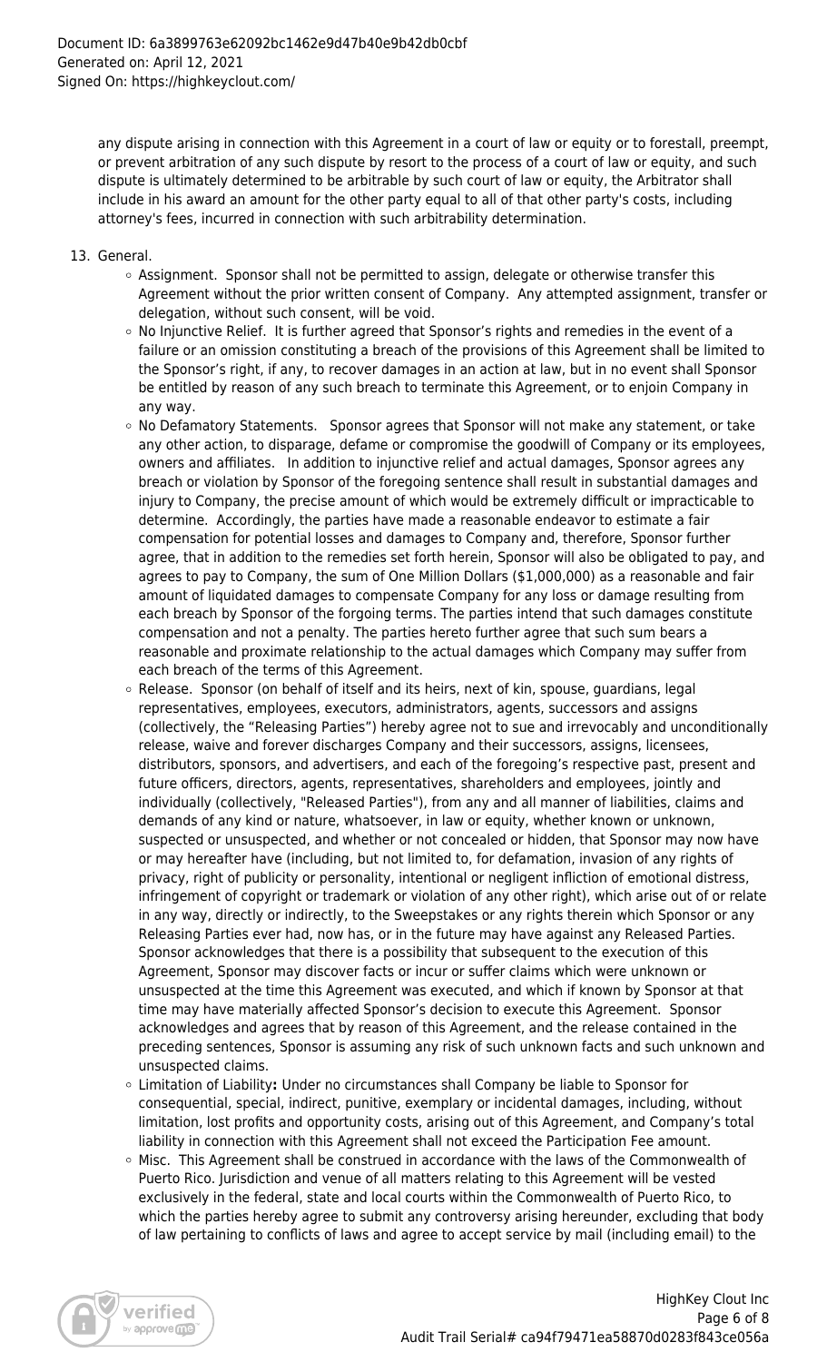any dispute arising in connection with this Agreement in a court of law or equity or to forestall, preempt, or prevent arbitration of any such dispute by resort to the process of a court of law or equity, and such dispute is ultimately determined to be arbitrable by such court of law or equity, the Arbitrator shall include in his award an amount for the other party equal to all of that other party's costs, including attorney's fees, incurred in connection with such arbitrability determination.

13. General.
    - Assignment. Sponsor shall not be permitted to assign, delegate or otherwise transfer this Agreement without the prior written consent of Company. Any attempted assignment, transfer or delegation, without such consent, will be void.
    - No Injunctive Relief. It is further agreed that Sponsor's rights and remedies in the event of a failure or an omission constituting a breach of the provisions of this Agreement shall be limited to the Sponsor's right, if any, to recover damages in an action at law, but in no event shall Sponsor be entitled by reason of any such breach to terminate this Agreement, or to enjoin Company in any way.
    - No Defamatory Statements. Sponsor agrees that Sponsor will not make any statement, or take any other action, to disparage, defame or compromise the goodwill of Company or its employees, owners and affiliates. In addition to injunctive relief and actual damages, Sponsor agrees any breach or violation by Sponsor of the foregoing sentence shall result in substantial damages and injury to Company, the precise amount of which would be extremely difficult or impracticable to determine. Accordingly, the parties have made a reasonable endeavor to estimate a fair compensation for potential losses and damages to Company and, therefore, Sponsor further agree, that in addition to the remedies set forth herein, Sponsor will also be obligated to pay, and agrees to pay to Company, the sum of One Million Dollars ($1,000,000) as a reasonable and fair amount of liquidated damages to compensate Company for any loss or damage resulting from each breach by Sponsor of the forgoing terms. The parties intend that such damages constitute compensation and not a penalty. The parties hereto further agree that such sum bears a reasonable and proximate relationship to the actual damages which Company may suffer from each breach of the terms of this Agreement.
    - Release. Sponsor (on behalf of itself and its heirs, next of kin, spouse, guardians, legal representatives, employees, executors, administrators, agents, successors and assigns (collectively, the "Releasing Parties") hereby agree not to sue and irrevocably and unconditionally release, waive and forever discharges Company and their successors, assigns, licensees, distributors, sponsors, and advertisers, and each of the foregoing's respective past, present and future officers, directors, agents, representatives, shareholders and employees, jointly and individually (collectively, "Released Parties"), from any and all manner of liabilities, claims and demands of any kind or nature, whatsoever, in law or equity, whether known or unknown, suspected or unsuspected, and whether or not concealed or hidden, that Sponsor may now have or may hereafter have (including, but not limited to, for defamation, invasion of any rights of privacy, right of publicity or personality, intentional or negligent infliction of emotional distress, infringement of copyright or trademark or violation of any other right), which arise out of or relate in any way, directly or indirectly, to the Sweepstakes or any rights therein which Sponsor or any Releasing Parties ever had, now has, or in the future may have against any Released Parties. Sponsor acknowledges that there is a possibility that subsequent to the execution of this Agreement, Sponsor may discover facts or incur or suffer claims which were unknown or unsuspected at the time this Agreement was executed, and which if known by Sponsor at that time may have materially affected Sponsor's decision to execute this Agreement. Sponsor acknowledges and agrees that by reason of this Agreement, and the release contained in the preceding sentences, Sponsor is assuming any risk of such unknown facts and such unknown and unsuspected claims.
    - Limitation of Liability**:** Under no circumstances shall Company be liable to Sponsor for consequential, special, indirect, punitive, exemplary or incidental damages, including, without limitation, lost profits and opportunity costs, arising out of this Agreement, and Company's total liability in connection with this Agreement shall not exceed the Participation Fee amount.
    - Misc. This Agreement shall be construed in accordance with the laws of the Commonwealth of Puerto Rico. Jurisdiction and venue of all matters relating to this Agreement will be vested exclusively in the federal, state and local courts within the Commonwealth of Puerto Rico, to which the parties hereby agree to submit any controversy arising hereunder, excluding that body of law pertaining to conflicts of laws and agree to accept service by mail (including email) to the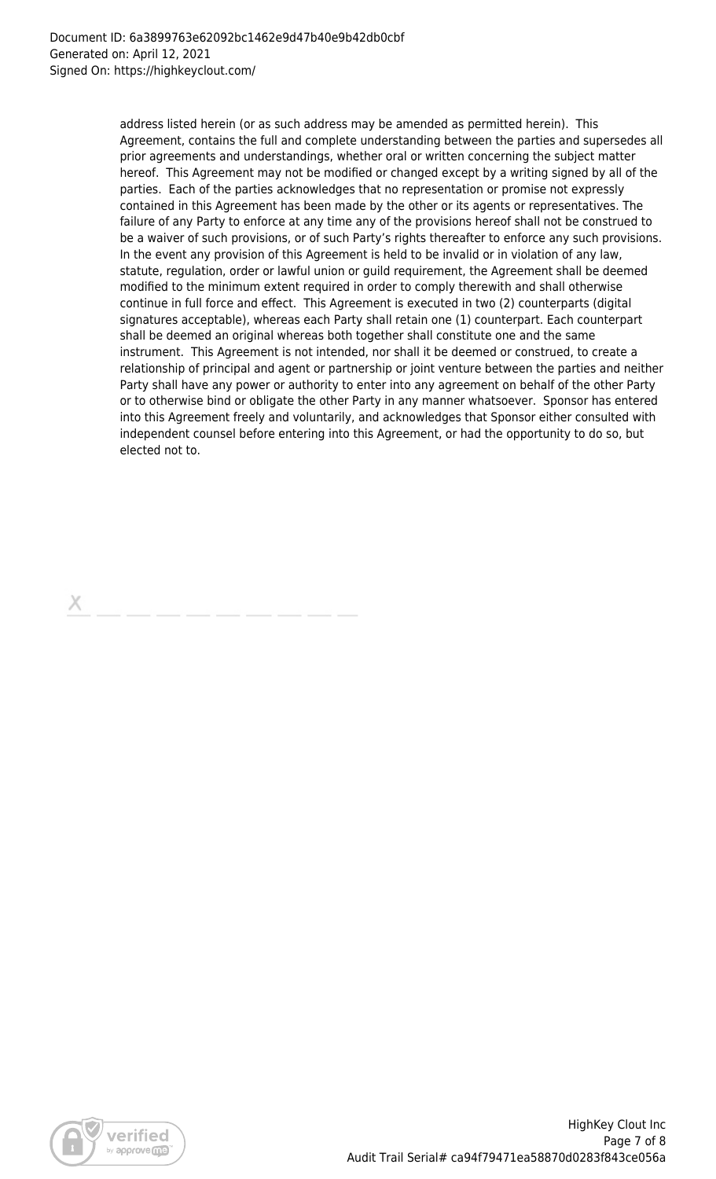address listed herein (or as such address may be amended as permitted herein). This Agreement, contains the full and complete understanding between the parties and supersedes all prior agreements and understandings, whether oral or written concerning the subject matter hereof. This Agreement may not be modified or changed except by a writing signed by all of the parties. Each of the parties acknowledges that no representation or promise not expressly contained in this Agreement has been made by the other or its agents or representatives. The failure of any Party to enforce at any time any of the provisions hereof shall not be construed to be a waiver of such provisions, or of such Party's rights thereafter to enforce any such provisions. In the event any provision of this Agreement is held to be invalid or in violation of any law, statute, regulation, order or lawful union or guild requirement, the Agreement shall be deemed modified to the minimum extent required in order to comply therewith and shall otherwise continue in full force and effect. This Agreement is executed in two (2) counterparts (digital signatures acceptable), whereas each Party shall retain one (1) counterpart. Each counterpart shall be deemed an original whereas both together shall constitute one and the same instrument. This Agreement is not intended, nor shall it be deemed or construed, to create a relationship of principal and agent or partnership or joint venture between the parties and neither Party shall have any power or authority to enter into any agreement on behalf of the other Party or to otherwise bind or obligate the other Party in any manner whatsoever. Sponsor has entered into this Agreement freely and voluntarily, and acknowledges that Sponsor either consulted with independent counsel before entering into this Agreement, or had the opportunity to do so, but elected not to.

X \_\_\_\_\_\_\_\_\_\_\_\_\_\_\_\_\_\_\_\_\_\_\_\_\_\_\_\_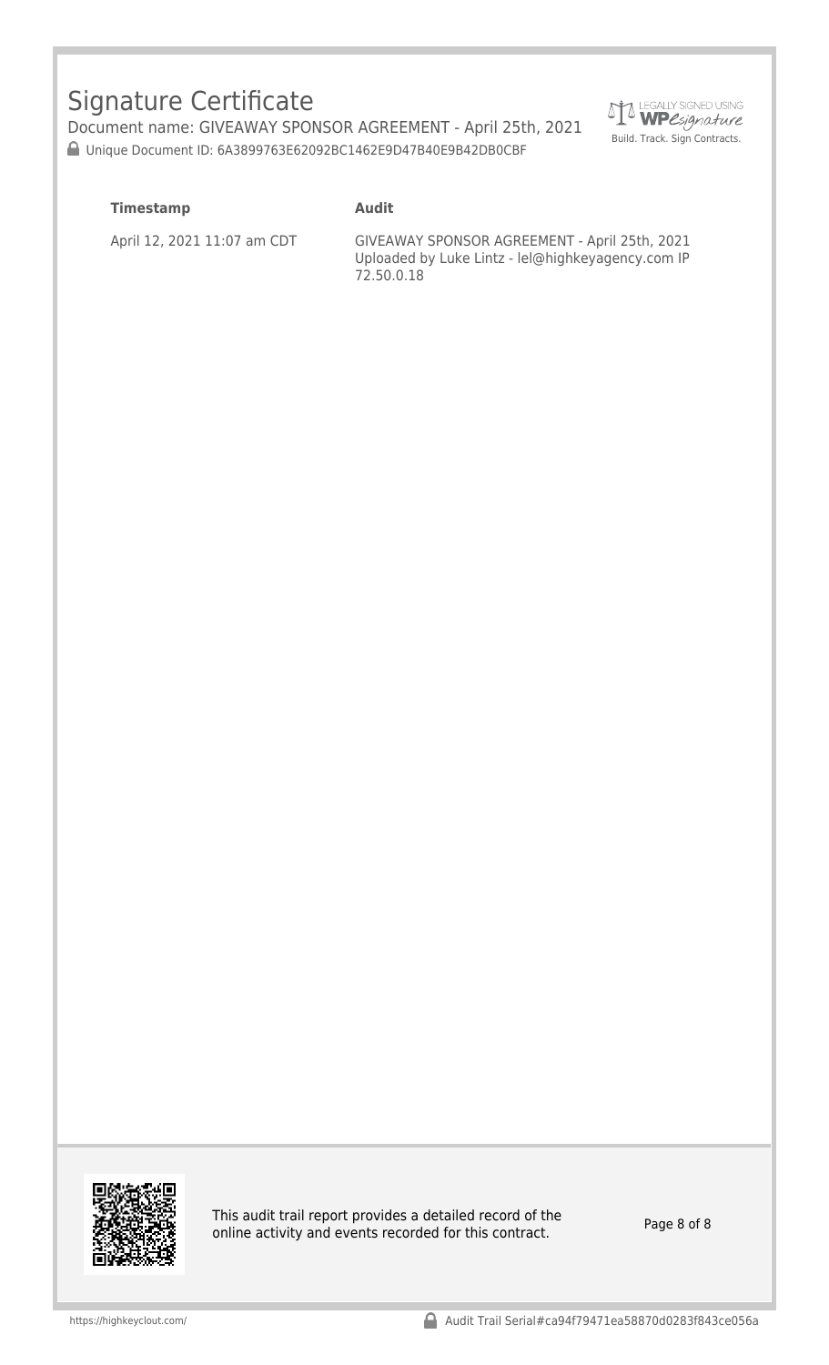# Signature Certificate

Document name: GIVEAWAY SPONSOR AGREEMENT - April 25th, 2021

Unique Document ID: 6A3899763E62092BC1462E9D47B40E9B42DB0CBF

LEGALLY SIGNED USING WPesignature
Build. Track. Sign Contracts.

| Timestamp | Audit |
| --- | --- |
| April 12, 2021 11:07 am CDT | GIVEAWAY SPONSOR AGREEMENT - April 25th, 2021 Uploaded by Luke Lintz - lel@highkeyagency.com IP 72.50.0.18 |

This audit trail report provides a detailed record of the online activity and events recorded for this contract.

https://highkeyclout.com/

Audit Trail Serial#ca94f79471ea58870d0283f843ce056a